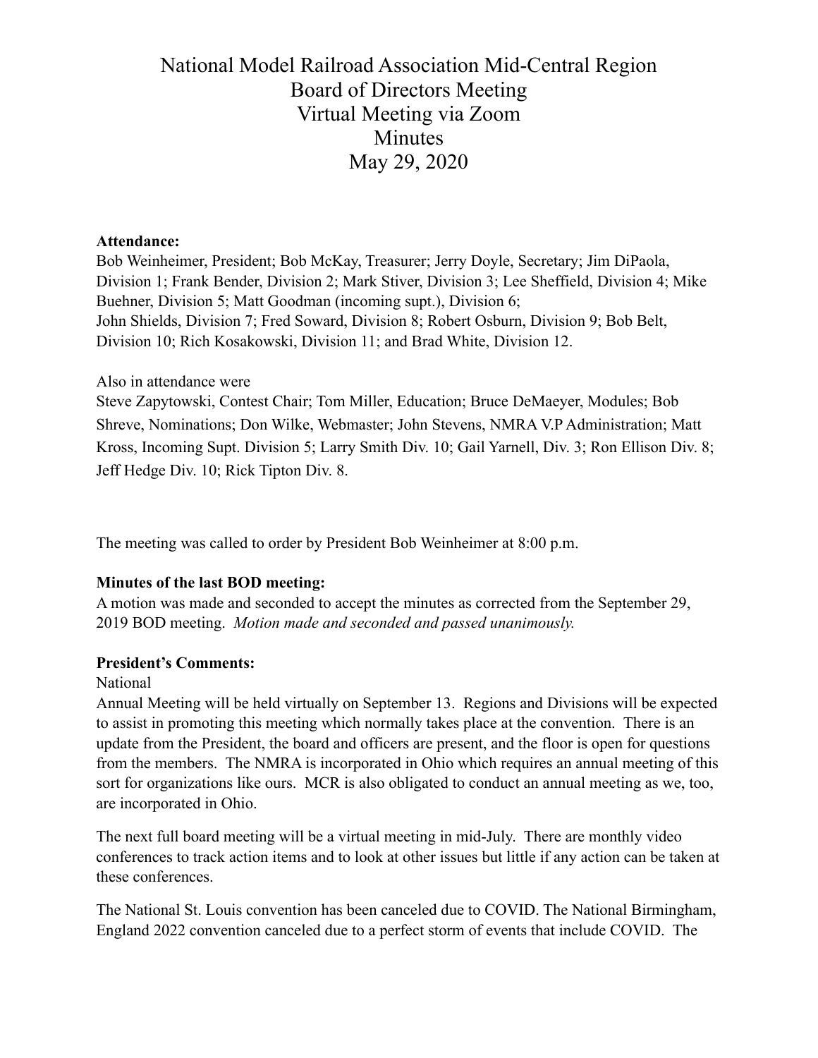# National Model Railroad Association Mid-Central Region
## Board of Directors Meeting
## Virtual Meeting via Zoom
## Minutes
## May 29, 2020

**Attendance:**
Bob Weinheimer, President; Bob McKay, Treasurer; Jerry Doyle, Secretary; Jim DiPaola, Division 1; Frank Bender, Division 2; Mark Stiver, Division 3; Lee Sheffield, Division 4; Mike Buehner, Division 5; Matt Goodman (incoming supt.), Division 6;
John Shields, Division 7; Fred Soward, Division 8; Robert Osburn, Division 9; Bob Belt, Division 10; Rich Kosakowski, Division 11; and Brad White, Division 12.

Also in attendance were
Steve Zapytowski, Contest Chair; Tom Miller, Education; Bruce DeMaeyer, Modules; Bob Shreve, Nominations; Don Wilke, Webmaster; John Stevens, NMRA V.P Administration; Matt Kross, Incoming Supt. Division 5; Larry Smith Div. 10; Gail Yarnell, Div. 3; Ron Ellison Div. 8; Jeff Hedge Div. 10; Rick Tipton Div. 8.

The meeting was called to order by President Bob Weinheimer at 8:00 p.m.

**Minutes of the last BOD meeting:**
A motion was made and seconded to accept the minutes as corrected from the September 29, 2019 BOD meeting. *Motion made and seconded and passed unanimously.*

**President's Comments:**
National
Annual Meeting will be held virtually on September 13. Regions and Divisions will be expected to assist in promoting this meeting which normally takes place at the convention. There is an update from the President, the board and officers are present, and the floor is open for questions from the members. The NMRA is incorporated in Ohio which requires an annual meeting of this sort for organizations like ours. MCR is also obligated to conduct an annual meeting as we, too, are incorporated in Ohio.

The next full board meeting will be a virtual meeting in mid-July. There are monthly video conferences to track action items and to look at other issues but little if any action can be taken at these conferences.

The National St. Louis convention has been canceled due to COVID. The National Birmingham, England 2022 convention canceled due to a perfect storm of events that include COVID. The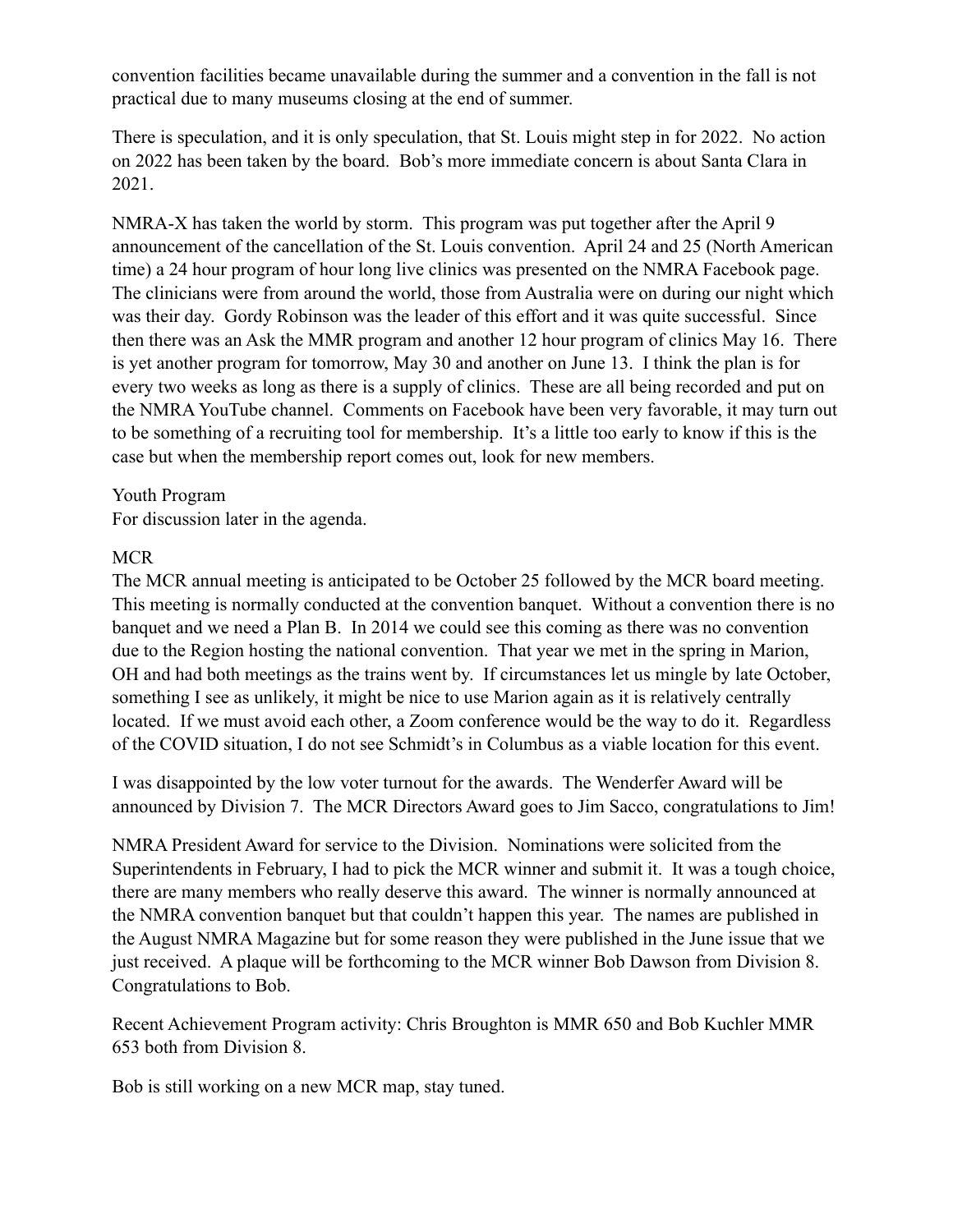convention facilities became unavailable during the summer and a convention in the fall is not practical due to many museums closing at the end of summer.

There is speculation, and it is only speculation, that St. Louis might step in for 2022. No action on 2022 has been taken by the board. Bob's more immediate concern is about Santa Clara in 2021.

NMRA-X has taken the world by storm. This program was put together after the April 9 announcement of the cancellation of the St. Louis convention. April 24 and 25 (North American time) a 24 hour program of hour long live clinics was presented on the NMRA Facebook page. The clinicians were from around the world, those from Australia were on during our night which was their day. Gordy Robinson was the leader of this effort and it was quite successful. Since then there was an Ask the MMR program and another 12 hour program of clinics May 16. There is yet another program for tomorrow, May 30 and another on June 13. I think the plan is for every two weeks as long as there is a supply of clinics. These are all being recorded and put on the NMRA YouTube channel. Comments on Facebook have been very favorable, it may turn out to be something of a recruiting tool for membership. It's a little too early to know if this is the case but when the membership report comes out, look for new members.

Youth Program
For discussion later in the agenda.

MCR
The MCR annual meeting is anticipated to be October 25 followed by the MCR board meeting. This meeting is normally conducted at the convention banquet. Without a convention there is no banquet and we need a Plan B. In 2014 we could see this coming as there was no convention due to the Region hosting the national convention. That year we met in the spring in Marion, OH and had both meetings as the trains went by. If circumstances let us mingle by late October, something I see as unlikely, it might be nice to use Marion again as it is relatively centrally located. If we must avoid each other, a Zoom conference would be the way to do it. Regardless of the COVID situation, I do not see Schmidt's in Columbus as a viable location for this event.

I was disappointed by the low voter turnout for the awards. The Wenderfer Award will be announced by Division 7. The MCR Directors Award goes to Jim Sacco, congratulations to Jim!

NMRA President Award for service to the Division. Nominations were solicited from the Superintendents in February, I had to pick the MCR winner and submit it. It was a tough choice, there are many members who really deserve this award. The winner is normally announced at the NMRA convention banquet but that couldn't happen this year. The names are published in the August NMRA Magazine but for some reason they were published in the June issue that we just received. A plaque will be forthcoming to the MCR winner Bob Dawson from Division 8. Congratulations to Bob.

Recent Achievement Program activity: Chris Broughton is MMR 650 and Bob Kuchler MMR 653 both from Division 8.

Bob is still working on a new MCR map, stay tuned.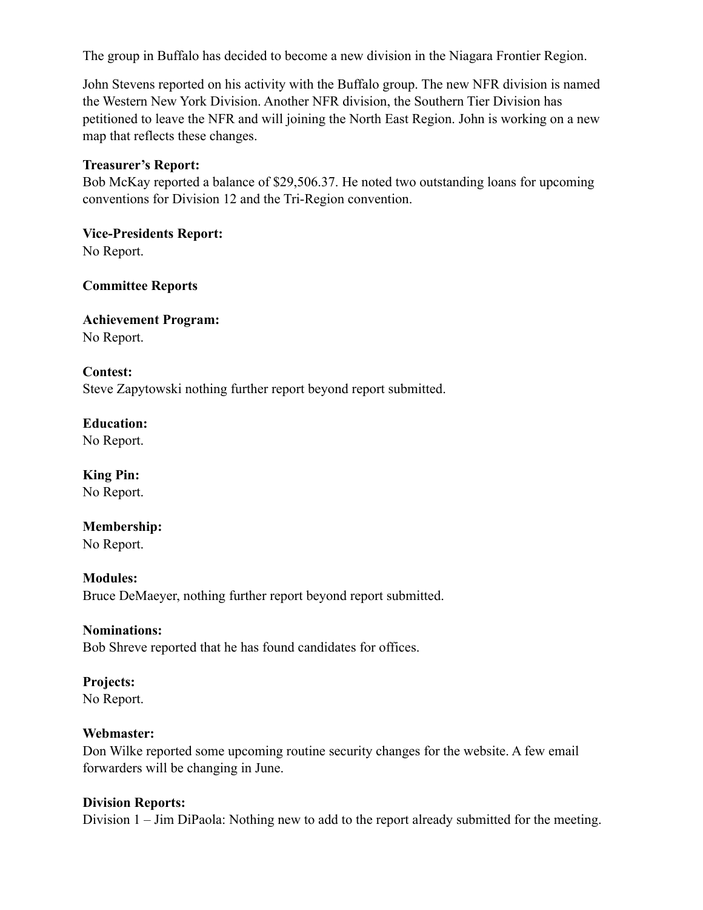The group in Buffalo has decided to become a new division in the Niagara Frontier Region.

John Stevens reported on his activity with the Buffalo group. The new NFR division is named the Western New York Division. Another NFR division, the Southern Tier Division has petitioned to leave the NFR and will joining the North East Region. John is working on a new map that reflects these changes.

**Treasurer's Report:**
Bob McKay reported a balance of $29,506.37. He noted two outstanding loans for upcoming conventions for Division 12 and the Tri-Region convention.

**Vice-Presidents Report:**
No Report.

**Committee Reports**

**Achievement Program:**
No Report.

**Contest:**
Steve Zapytowski nothing further report beyond report submitted.

**Education:**
No Report.

**King Pin:**
No Report.

**Membership:**
No Report.

**Modules:**
Bruce DeMaeyer, nothing further report beyond report submitted.

**Nominations:**
Bob Shreve reported that he has found candidates for offices.

**Projects:**
No Report.

**Webmaster:**
Don Wilke reported some upcoming routine security changes for the website. A few email forwarders will be changing in June.

**Division Reports:**
Division 1 – Jim DiPaola: Nothing new to add to the report already submitted for the meeting.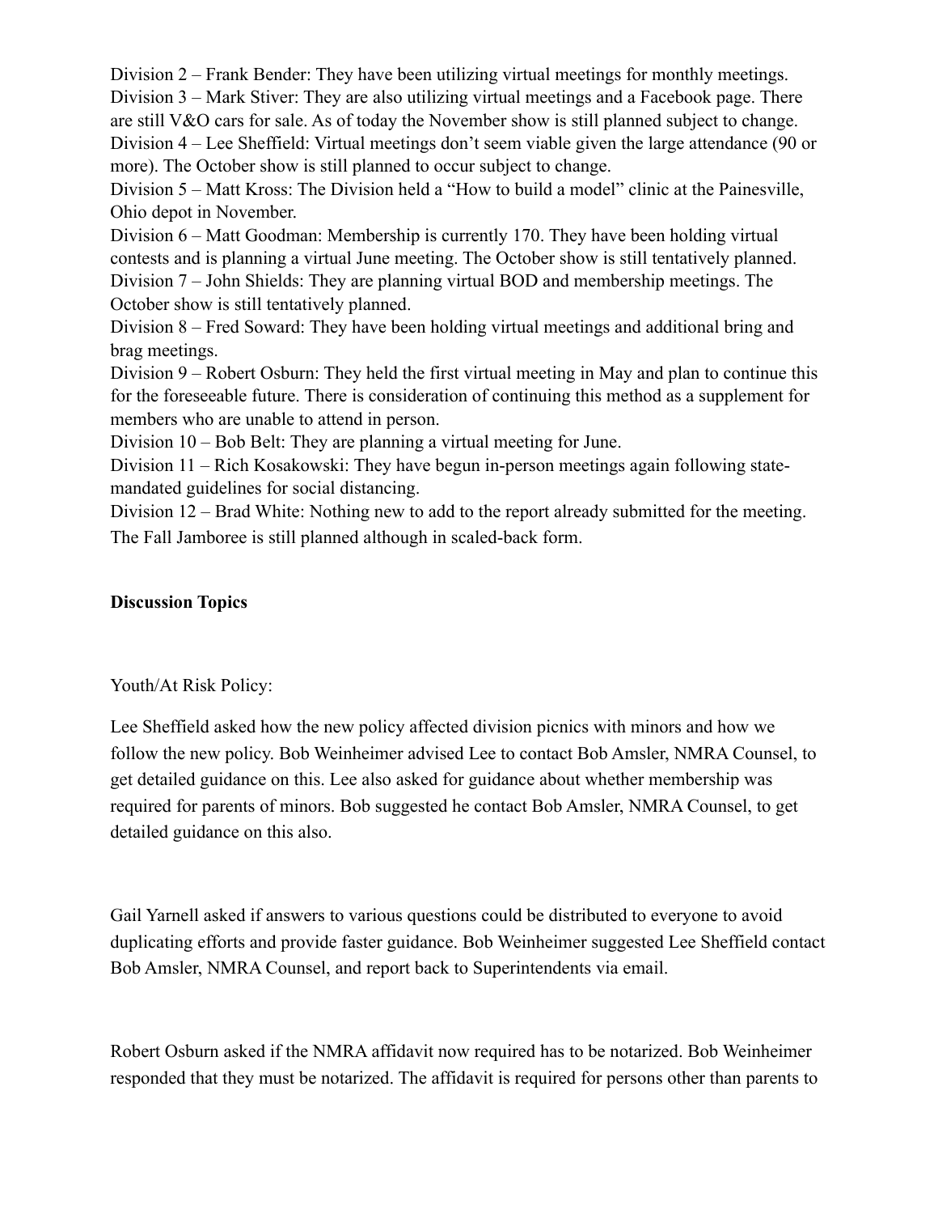Division 2 – Frank Bender: They have been utilizing virtual meetings for monthly meetings.
Division 3 – Mark Stiver: They are also utilizing virtual meetings and a Facebook page. There are still V&O cars for sale. As of today the November show is still planned subject to change.
Division 4 – Lee Sheffield: Virtual meetings don't seem viable given the large attendance (90 or more). The October show is still planned to occur subject to change.
Division 5 – Matt Kross: The Division held a "How to build a model" clinic at the Painesville, Ohio depot in November.
Division 6 – Matt Goodman: Membership is currently 170. They have been holding virtual contests and is planning a virtual June meeting. The October show is still tentatively planned.
Division 7 – John Shields: They are planning virtual BOD and membership meetings. The October show is still tentatively planned.
Division 8 – Fred Soward: They have been holding virtual meetings and additional bring and brag meetings.
Division 9 – Robert Osburn: They held the first virtual meeting in May and plan to continue this for the foreseeable future. There is consideration of continuing this method as a supplement for members who are unable to attend in person.
Division 10 – Bob Belt: They are planning a virtual meeting for June.
Division 11 – Rich Kosakowski: They have begun in-person meetings again following state-mandated guidelines for social distancing.
Division 12 – Brad White: Nothing new to add to the report already submitted for the meeting. The Fall Jamboree is still planned although in scaled-back form.

**Discussion Topics**

Youth/At Risk Policy:

Lee Sheffield asked how the new policy affected division picnics with minors and how we follow the new policy. Bob Weinheimer advised Lee to contact Bob Amsler, NMRA Counsel, to get detailed guidance on this. Lee also asked for guidance about whether membership was required for parents of minors. Bob suggested he contact Bob Amsler, NMRA Counsel, to get detailed guidance on this also.

Gail Yarnell asked if answers to various questions could be distributed to everyone to avoid duplicating efforts and provide faster guidance. Bob Weinheimer suggested Lee Sheffield contact Bob Amsler, NMRA Counsel, and report back to Superintendents via email.

Robert Osburn asked if the NMRA affidavit now required has to be notarized. Bob Weinheimer responded that they must be notarized. The affidavit is required for persons other than parents to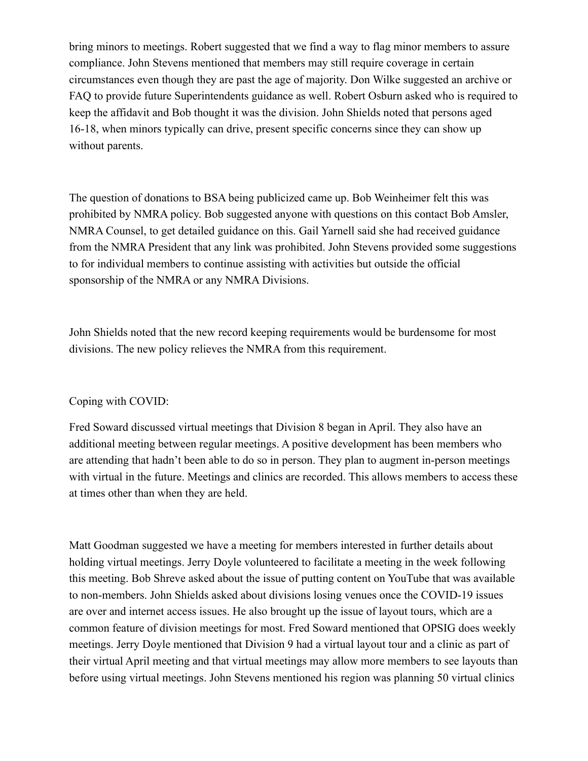bring minors to meetings. Robert suggested that we find a way to flag minor members to assure compliance. John Stevens mentioned that members may still require coverage in certain circumstances even though they are past the age of majority. Don Wilke suggested an archive or FAQ to provide future Superintendents guidance as well. Robert Osburn asked who is required to keep the affidavit and Bob thought it was the division. John Shields noted that persons aged 16-18, when minors typically can drive, present specific concerns since they can show up without parents.

The question of donations to BSA being publicized came up. Bob Weinheimer felt this was prohibited by NMRA policy. Bob suggested anyone with questions on this contact Bob Amsler, NMRA Counsel, to get detailed guidance on this. Gail Yarnell said she had received guidance from the NMRA President that any link was prohibited. John Stevens provided some suggestions to for individual members to continue assisting with activities but outside the official sponsorship of the NMRA or any NMRA Divisions.

John Shields noted that the new record keeping requirements would be burdensome for most divisions. The new policy relieves the NMRA from this requirement.

Coping with COVID:

Fred Soward discussed virtual meetings that Division 8 began in April. They also have an additional meeting between regular meetings. A positive development has been members who are attending that hadn't been able to do so in person. They plan to augment in-person meetings with virtual in the future. Meetings and clinics are recorded. This allows members to access these at times other than when they are held.

Matt Goodman suggested we have a meeting for members interested in further details about holding virtual meetings. Jerry Doyle volunteered to facilitate a meeting in the week following this meeting. Bob Shreve asked about the issue of putting content on YouTube that was available to non-members. John Shields asked about divisions losing venues once the COVID-19 issues are over and internet access issues. He also brought up the issue of layout tours, which are a common feature of division meetings for most. Fred Soward mentioned that OPSIG does weekly meetings. Jerry Doyle mentioned that Division 9 had a virtual layout tour and a clinic as part of their virtual April meeting and that virtual meetings may allow more members to see layouts than before using virtual meetings. John Stevens mentioned his region was planning 50 virtual clinics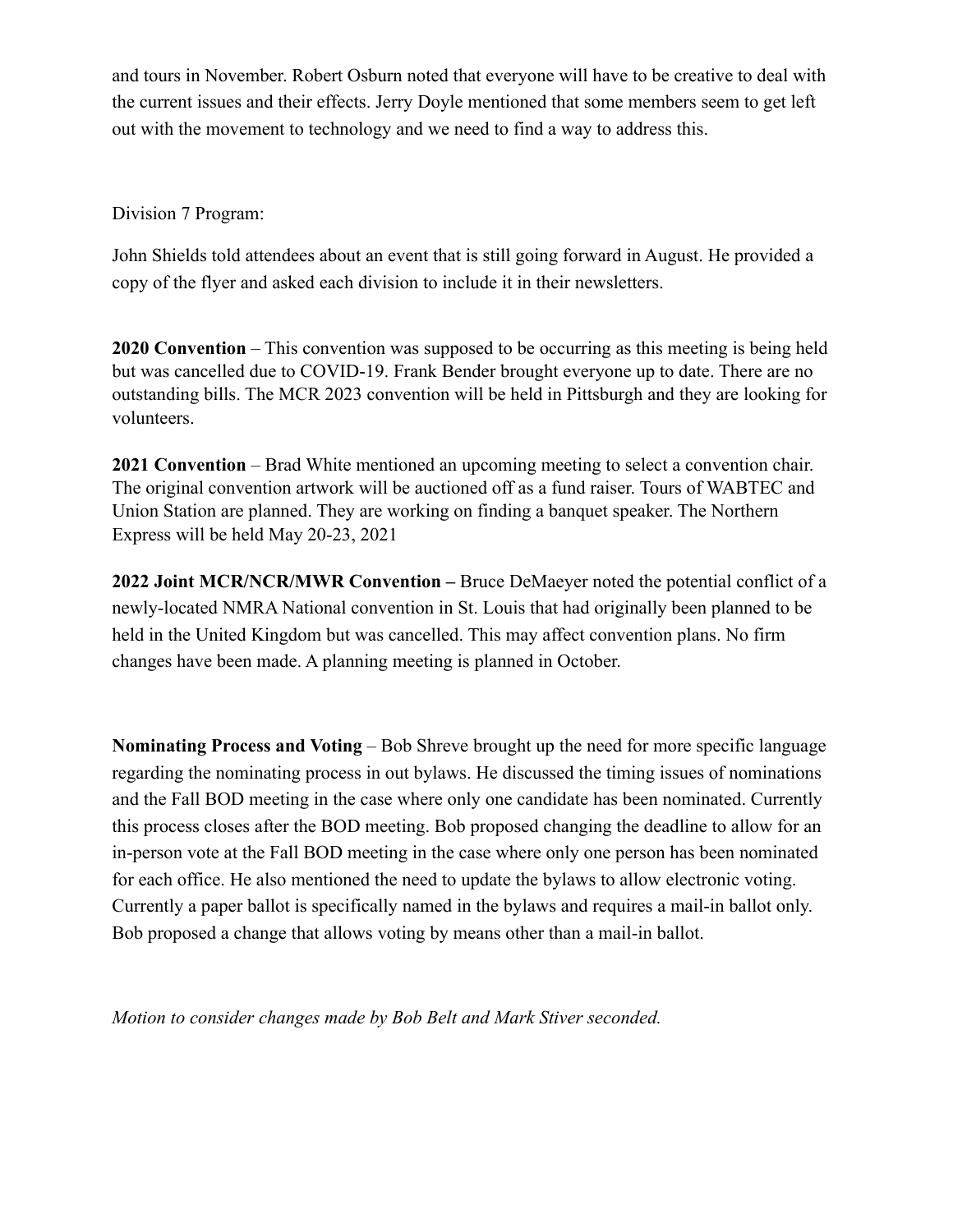and tours in November. Robert Osburn noted that everyone will have to be creative to deal with the current issues and their effects. Jerry Doyle mentioned that some members seem to get left out with the movement to technology and we need to find a way to address this.

Division 7 Program:

John Shields told attendees about an event that is still going forward in August. He provided a copy of the flyer and asked each division to include it in their newsletters.

**2020 Convention** – This convention was supposed to be occurring as this meeting is being held but was cancelled due to COVID-19. Frank Bender brought everyone up to date. There are no outstanding bills. The MCR 2023 convention will be held in Pittsburgh and they are looking for volunteers.

**2021 Convention** – Brad White mentioned an upcoming meeting to select a convention chair. The original convention artwork will be auctioned off as a fund raiser. Tours of WABTEC and Union Station are planned. They are working on finding a banquet speaker. The Northern Express will be held May 20-23, 2021

**2022 Joint MCR/NCR/MWR Convention –** Bruce DeMaeyer noted the potential conflict of a newly-located NMRA National convention in St. Louis that had originally been planned to be held in the United Kingdom but was cancelled. This may affect convention plans. No firm changes have been made. A planning meeting is planned in October.

**Nominating Process and Voting** – Bob Shreve brought up the need for more specific language regarding the nominating process in out bylaws. He discussed the timing issues of nominations and the Fall BOD meeting in the case where only one candidate has been nominated. Currently this process closes after the BOD meeting. Bob proposed changing the deadline to allow for an in-person vote at the Fall BOD meeting in the case where only one person has been nominated for each office. He also mentioned the need to update the bylaws to allow electronic voting. Currently a paper ballot is specifically named in the bylaws and requires a mail-in ballot only. Bob proposed a change that allows voting by means other than a mail-in ballot.

*Motion to consider changes made by Bob Belt and Mark Stiver seconded.*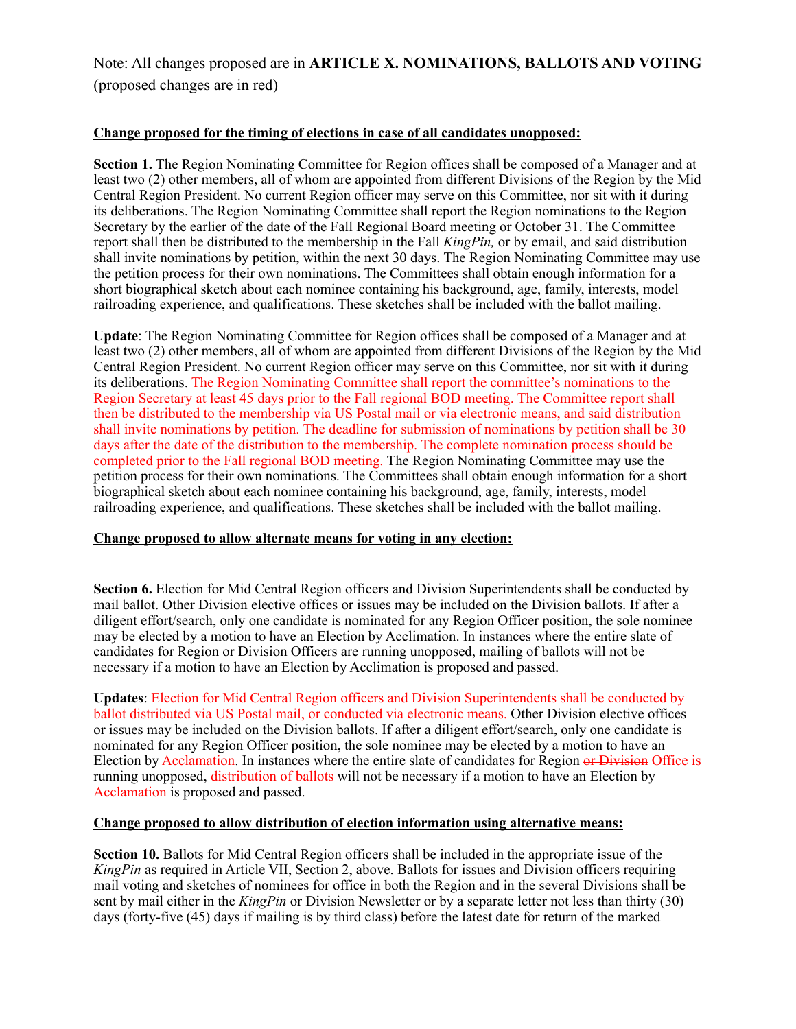Note: All changes proposed are in **ARTICLE X. NOMINATIONS, BALLOTS AND VOTING** (proposed changes are in red)

**Change proposed for the timing of elections in case of all candidates unopposed:**

**Section 1.** The Region Nominating Committee for Region offices shall be composed of a Manager and at least two (2) other members, all of whom are appointed from different Divisions of the Region by the Mid Central Region President. No current Region officer may serve on this Committee, nor sit with it during its deliberations. The Region Nominating Committee shall report the Region nominations to the Region Secretary by the earlier of the date of the Fall Regional Board meeting or October 31. The Committee report shall then be distributed to the membership in the Fall *KingPin,* or by email, and said distribution shall invite nominations by petition, within the next 30 days. The Region Nominating Committee may use the petition process for their own nominations. The Committees shall obtain enough information for a short biographical sketch about each nominee containing his background, age, family, interests, model railroading experience, and qualifications. These sketches shall be included with the ballot mailing.

**Update**: The Region Nominating Committee for Region offices shall be composed of a Manager and at least two (2) other members, all of whom are appointed from different Divisions of the Region by the Mid Central Region President. No current Region officer may serve on this Committee, nor sit with it during its deliberations. The Region Nominating Committee shall report the committee's nominations to the Region Secretary at least 45 days prior to the Fall regional BOD meeting. The Committee report shall then be distributed to the membership via US Postal mail or via electronic means, and said distribution shall invite nominations by petition. The deadline for submission of nominations by petition shall be 30 days after the date of the distribution to the membership. The complete nomination process should be completed prior to the Fall regional BOD meeting. The Region Nominating Committee may use the petition process for their own nominations. The Committees shall obtain enough information for a short biographical sketch about each nominee containing his background, age, family, interests, model railroading experience, and qualifications. These sketches shall be included with the ballot mailing.

**Change proposed to allow alternate means for voting in any election:**

**Section 6.** Election for Mid Central Region officers and Division Superintendents shall be conducted by mail ballot. Other Division elective offices or issues may be included on the Division ballots. If after a diligent effort/search, only one candidate is nominated for any Region Officer position, the sole nominee may be elected by a motion to have an Election by Acclimation. In instances where the entire slate of candidates for Region or Division Officers are running unopposed, mailing of ballots will not be necessary if a motion to have an Election by Acclimation is proposed and passed.

**Updates**: Election for Mid Central Region officers and Division Superintendents shall be conducted by ballot distributed via US Postal mail, or conducted via electronic means. Other Division elective offices or issues may be included on the Division ballots. If after a diligent effort/search, only one candidate is nominated for any Region Officer position, the sole nominee may be elected by a motion to have an Election by Acclamation. In instances where the entire slate of candidates for Region ~~or Division~~ Office is running unopposed, distribution of ballots will not be necessary if a motion to have an Election by Acclamation is proposed and passed.

**Change proposed to allow distribution of election information using alternative means:**

**Section 10.** Ballots for Mid Central Region officers shall be included in the appropriate issue of the *KingPin* as required in Article VII, Section 2, above. Ballots for issues and Division officers requiring mail voting and sketches of nominees for office in both the Region and in the several Divisions shall be sent by mail either in the *KingPin* or Division Newsletter or by a separate letter not less than thirty (30) days (forty-five (45) days if mailing is by third class) before the latest date for return of the marked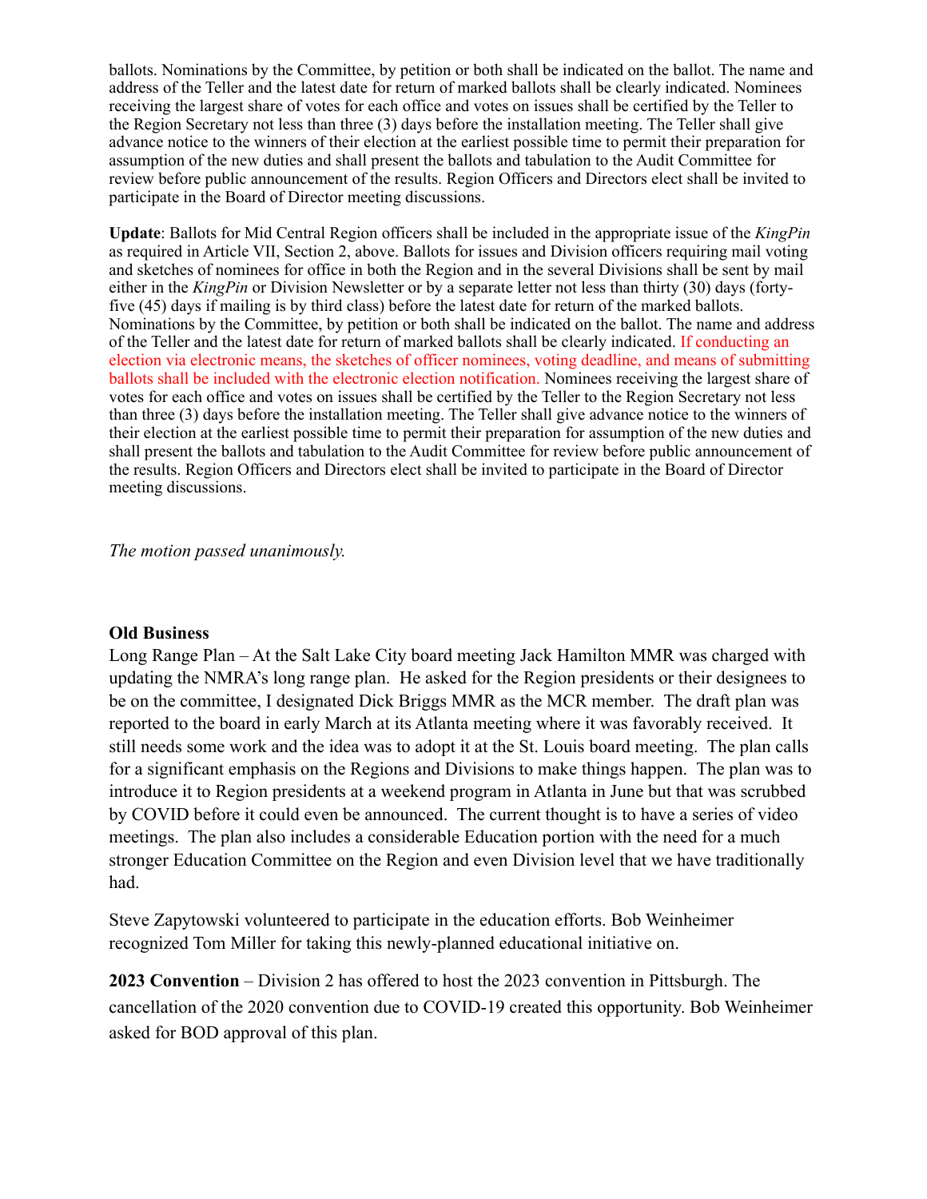ballots. Nominations by the Committee, by petition or both shall be indicated on the ballot. The name and address of the Teller and the latest date for return of marked ballots shall be clearly indicated. Nominees receiving the largest share of votes for each office and votes on issues shall be certified by the Teller to the Region Secretary not less than three (3) days before the installation meeting. The Teller shall give advance notice to the winners of their election at the earliest possible time to permit their preparation for assumption of the new duties and shall present the ballots and tabulation to the Audit Committee for review before public announcement of the results. Region Officers and Directors elect shall be invited to participate in the Board of Director meeting discussions.

**Update**: Ballots for Mid Central Region officers shall be included in the appropriate issue of the *KingPin* as required in Article VII, Section 2, above. Ballots for issues and Division officers requiring mail voting and sketches of nominees for office in both the Region and in the several Divisions shall be sent by mail either in the *KingPin* or Division Newsletter or by a separate letter not less than thirty (30) days (forty-five (45) days if mailing is by third class) before the latest date for return of the marked ballots. Nominations by the Committee, by petition or both shall be indicated on the ballot. The name and address of the Teller and the latest date for return of marked ballots shall be clearly indicated. If conducting an election via electronic means, the sketches of officer nominees, voting deadline, and means of submitting ballots shall be included with the electronic election notification. Nominees receiving the largest share of votes for each office and votes on issues shall be certified by the Teller to the Region Secretary not less than three (3) days before the installation meeting. The Teller shall give advance notice to the winners of their election at the earliest possible time to permit their preparation for assumption of the new duties and shall present the ballots and tabulation to the Audit Committee for review before public announcement of the results. Region Officers and Directors elect shall be invited to participate in the Board of Director meeting discussions.

*The motion passed unanimously.*

**Old Business**

Long Range Plan – At the Salt Lake City board meeting Jack Hamilton MMR was charged with updating the NMRA's long range plan. He asked for the Region presidents or their designees to be on the committee, I designated Dick Briggs MMR as the MCR member. The draft plan was reported to the board in early March at its Atlanta meeting where it was favorably received. It still needs some work and the idea was to adopt it at the St. Louis board meeting. The plan calls for a significant emphasis on the Regions and Divisions to make things happen. The plan was to introduce it to Region presidents at a weekend program in Atlanta in June but that was scrubbed by COVID before it could even be announced. The current thought is to have a series of video meetings. The plan also includes a considerable Education portion with the need for a much stronger Education Committee on the Region and even Division level that we have traditionally had.

Steve Zapytowski volunteered to participate in the education efforts. Bob Weinheimer recognized Tom Miller for taking this newly-planned educational initiative on.

**2023 Convention** – Division 2 has offered to host the 2023 convention in Pittsburgh. The cancellation of the 2020 convention due to COVID-19 created this opportunity. Bob Weinheimer asked for BOD approval of this plan.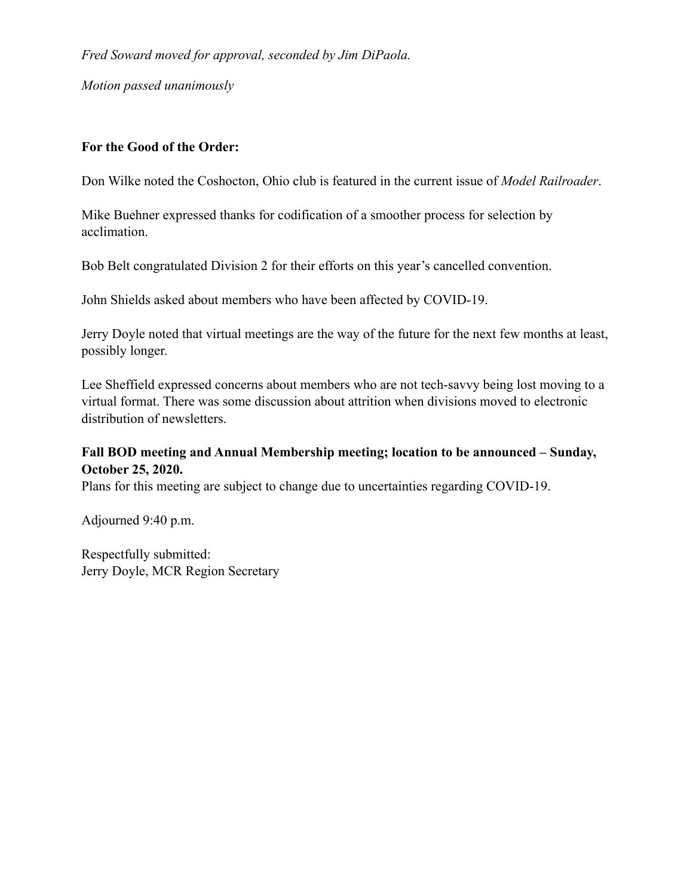*Fred Soward moved for approval, seconded by Jim DiPaola.*

*Motion passed unanimously*

**For the Good of the Order:**

Don Wilke noted the Coshocton, Ohio club is featured in the current issue of *Model Railroader*.

Mike Buehner expressed thanks for codification of a smoother process for selection by acclimation.

Bob Belt congratulated Division 2 for their efforts on this year's cancelled convention.

John Shields asked about members who have been affected by COVID-19.

Jerry Doyle noted that virtual meetings are the way of the future for the next few months at least, possibly longer.

Lee Sheffield expressed concerns about members who are not tech-savvy being lost moving to a virtual format. There was some discussion about attrition when divisions moved to electronic distribution of newsletters.

**Fall BOD meeting and Annual Membership meeting; location to be announced – Sunday, October 25, 2020.**
Plans for this meeting are subject to change due to uncertainties regarding COVID-19.

Adjourned 9:40 p.m.

Respectfully submitted:
Jerry Doyle, MCR Region Secretary